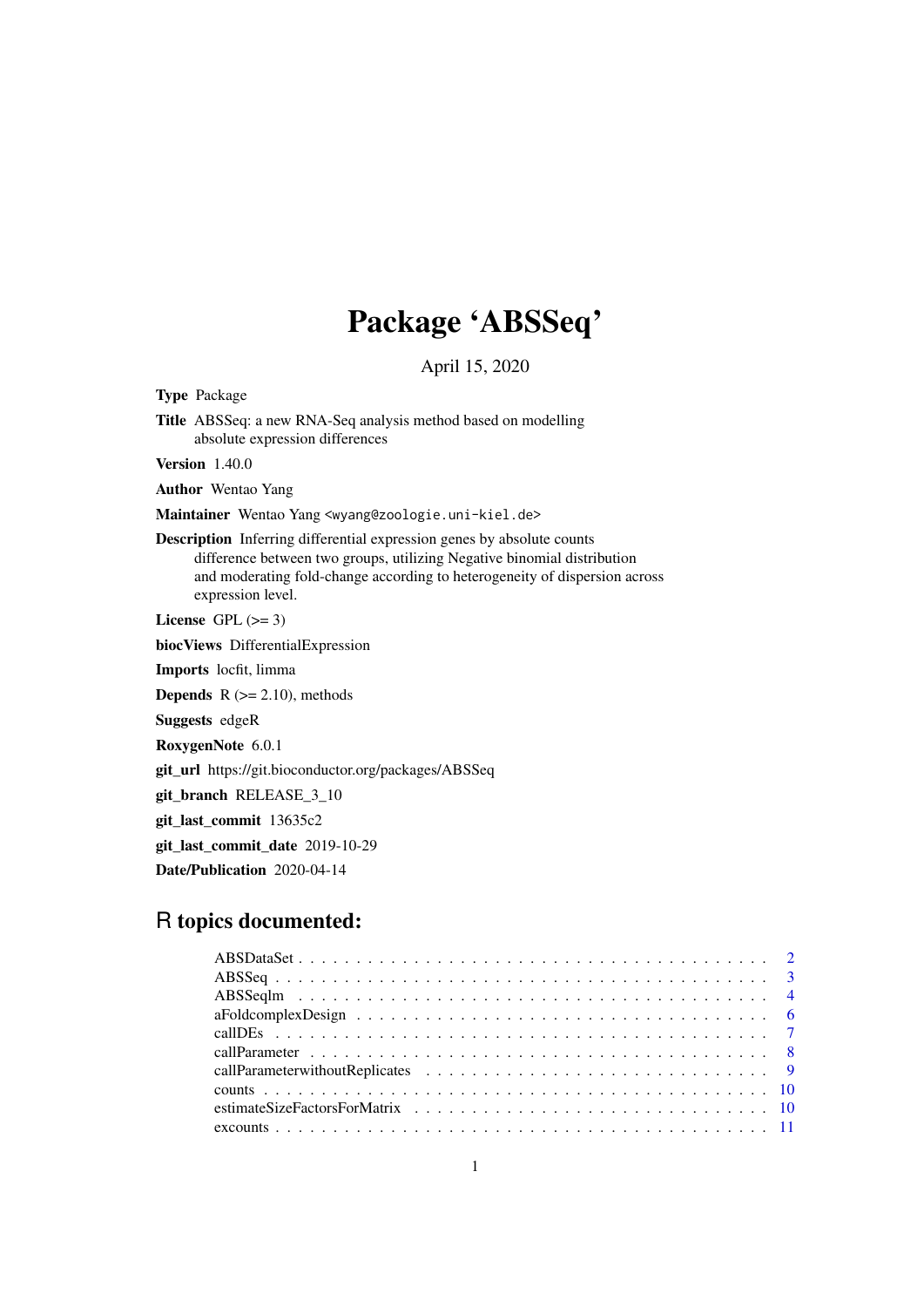# Package 'ABSSeq'

April 15, 2020

**Type** Package

**Title** ABSSeq: a new RNA-Seq analysis method based on modelling absolute expression differences

**Version** 1.40.0

**Author** Wentao Yang

**Maintainer** Wentao Yang <wyang@zoologie.uni-kiel.de>

**Description** Inferring differential expression genes by absolute counts difference between two groups, utilizing Negative binomial distribution and moderating fold-change according to heterogeneity of dispersion across expression level.

**License** GPL (>= 3)

**biocViews** DifferentialExpression

**Imports** locfit, limma

**Depends** R (>= 2.10), methods

**Suggests** edgeR

**RoxygenNote** 6.0.1

**git_url** https://git.bioconductor.org/packages/ABSSeq

**git_branch** RELEASE_3_10

**git_last_commit** 13635c2

**git_last_commit_date** 2019-10-29

**Date/Publication** 2020-04-14

## R topics documented:

| | |
|---|---|
| ABSDataSet | 2 |
| ABSSeq | 3 |
| ABSSeqlm | 4 |
| aFoldcomplexDesign | 6 |
| callDEs | 7 |
| callParameter | 8 |
| callParameterwithoutReplicates | 9 |
| counts | 10 |
| estimateSizeFactorsForMatrix | 10 |
| excounts | 11 |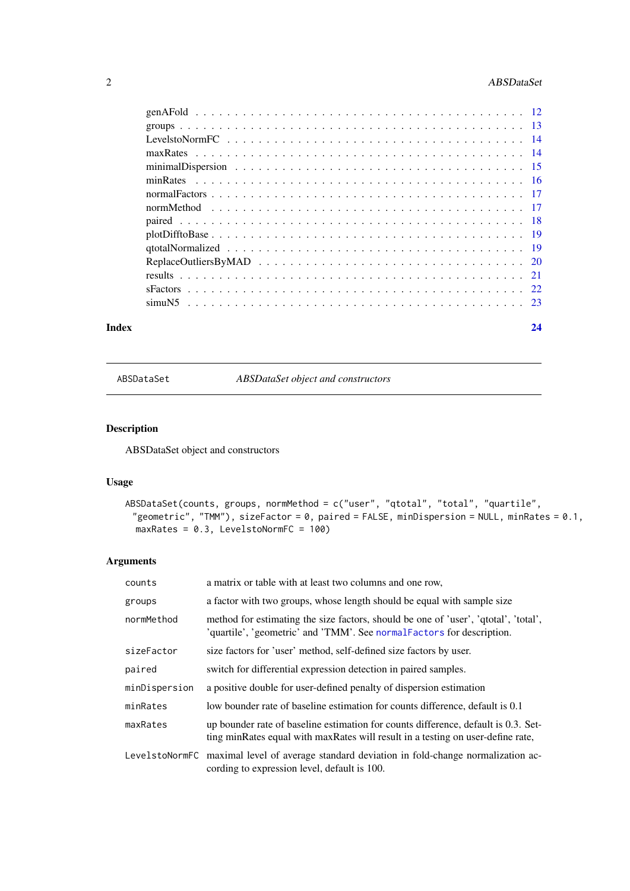| | |
|---|---|
| genAFold | 12 |
| groups | 13 |
| LevelstoNormFC | 14 |
| maxRates | 14 |
| minimalDispersion | 15 |
| minRates | 16 |
| normalFactors | 17 |
| normMethod | 17 |
| paired | 18 |
| plotDifftoBase | 19 |
| qtotalNormalized | 19 |
| ReplaceOutliersByMAD | 20 |
| results | 21 |
| sFactors | 22 |
| simuN5 | 23 |

**Index** 24

---

## ABSDataSet — *ABSDataSet object and constructors*

---

### Description

ABSDataSet object and constructors

### Usage

```
ABSDataSet(counts, groups, normMethod = c("user", "qtotal", "total", "quartile",
  "geometric", "TMM"), sizeFactor = 0, paired = FALSE, minDispersion = NULL, minRates = 0.1,
  maxRates = 0.3, LevelstoNormFC = 100)
```

### Arguments

| | |
|---|---|
| `counts` | a matrix or table with at least two columns and one row, |
| `groups` | a factor with two groups, whose length should be equal with sample size |
| `normMethod` | method for estimating the size factors, should be one of 'user', 'qtotal', 'total', 'quartile', 'geometric' and 'TMM'. See `normalFactors` for description. |
| `sizeFactor` | size factors for 'user' method, self-defined size factors by user. |
| `paired` | switch for differential expression detection in paired samples. |
| `minDispersion` | a positive double for user-defined penalty of dispersion estimation |
| `minRates` | low bounder rate of baseline estimation for counts difference, default is 0.1 |
| `maxRates` | up bounder rate of baseline estimation for counts difference, default is 0.3. Setting minRates equal with maxRates will result in a testing on user-define rate, |
| `LevelstoNormFC` | maximal level of average standard deviation in fold-change normalization according to expression level, default is 100. |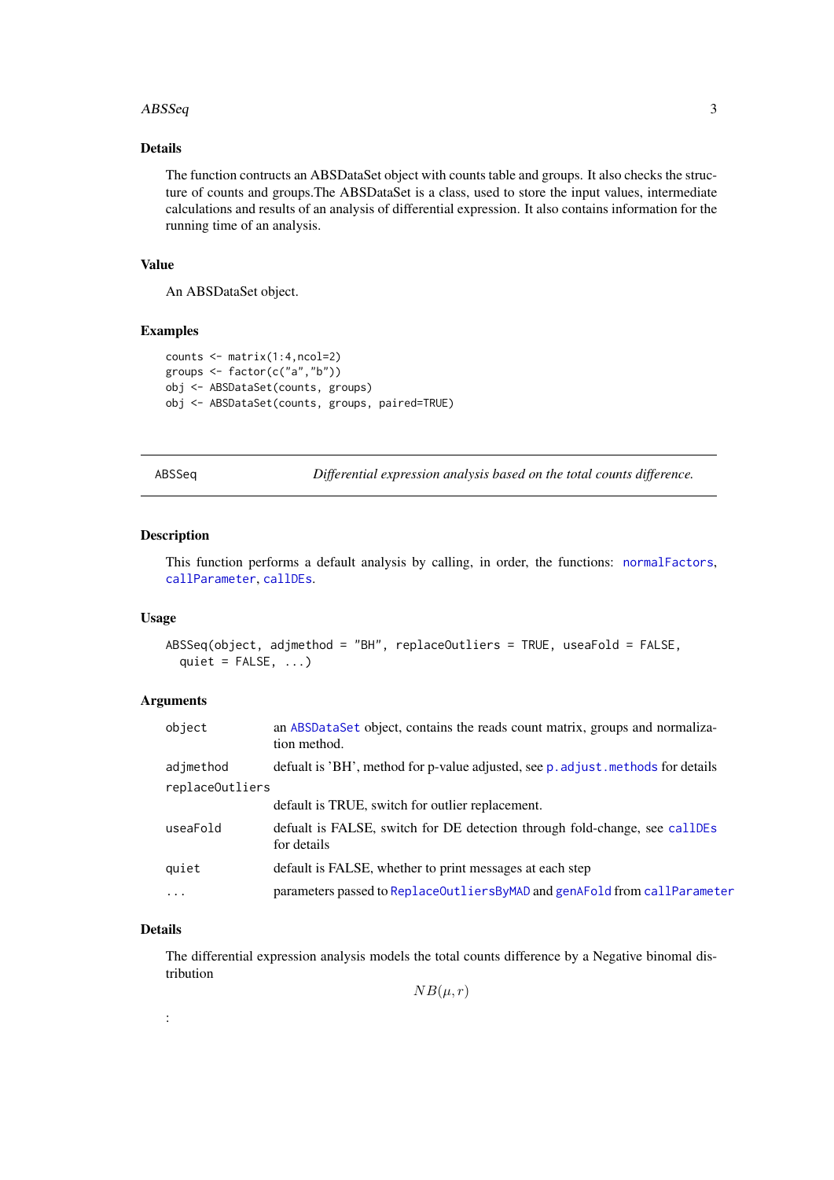### Details

The function contructs an ABSDataSet object with counts table and groups. It also checks the structure of counts and groups.The ABSDataSet is a class, used to store the input values, intermediate calculations and results of an analysis of differential expression. It also contains information for the running time of an analysis.

### Value

An ABSDataSet object.

### Examples

```
counts <- matrix(1:4,ncol=2)
groups <- factor(c("a","b"))
obj <- ABSDataSet(counts, groups)
obj <- ABSDataSet(counts, groups, paired=TRUE)
```

---

## ABSSeq — *Differential expression analysis based on the total counts difference.*

---

### Description

This function performs a default analysis by calling, in order, the functions: `normalFactors`, `callParameter`, `callDEs`.

### Usage

```
ABSSeq(object, adjmethod = "BH", replaceOutliers = TRUE, useaFold = FALSE,
  quiet = FALSE, ...)
```

### Arguments

| | |
|---|---|
| `object` | an `ABSDataSet` object, contains the reads count matrix, groups and normalization method. |
| `adjmethod` | defualt is 'BH', method for p-value adjusted, see `p.adjust.methods` for details |
| `replaceOutliers` | default is TRUE, switch for outlier replacement. |
| `useaFold` | defualt is FALSE, switch for DE detection through fold-change, see `callDEs` for details |
| `quiet` | default is FALSE, whether to print messages at each step |
| `...` | parameters passed to `ReplaceOutliersByMAD` and `genAFold` from `callParameter` |

### Details

The differential expression analysis models the total counts difference by a Negative binomal distribution

$$NB(\mu, r)$$

: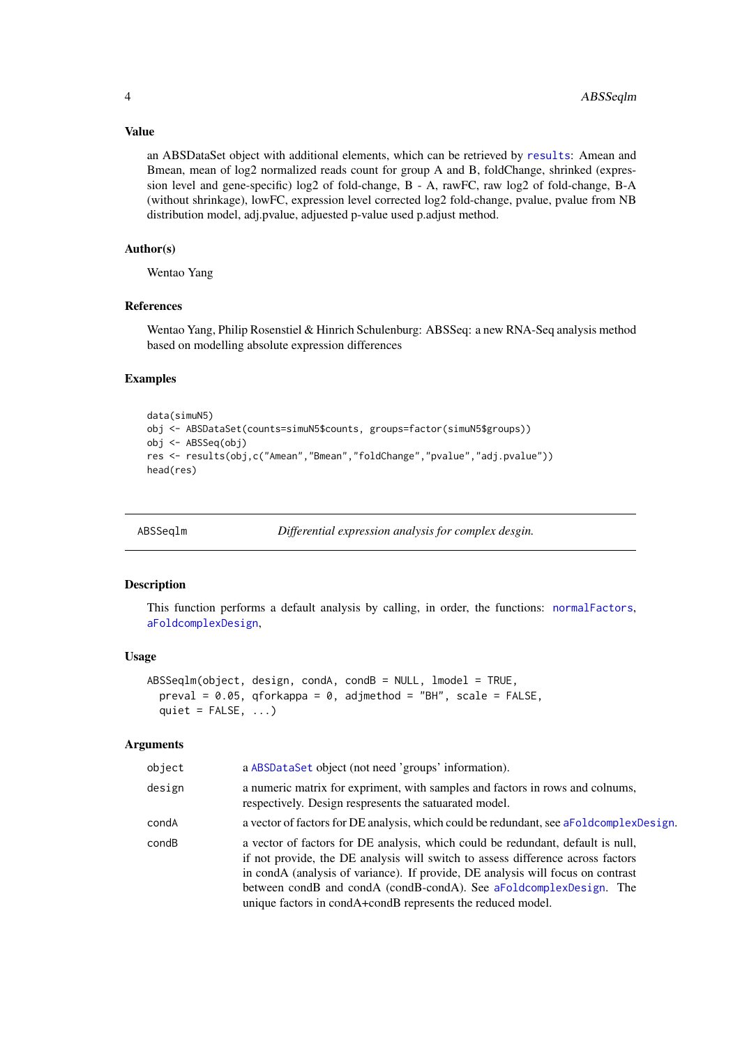### Value

an ABSDataSet object with additional elements, which can be retrieved by `results`: Amean and Bmean, mean of log2 normalized reads count for group A and B, foldChange, shrinked (expression level and gene-specific) log2 of fold-change, B - A, rawFC, raw log2 of fold-change, B-A (without shrinkage), lowFC, expression level corrected log2 fold-change, pvalue, pvalue from NB distribution model, adj.pvalue, adjuested p-value used p.adjust method.

### Author(s)

Wentao Yang

### References

Wentao Yang, Philip Rosenstiel & Hinrich Schulenburg: ABSSeq: a new RNA-Seq analysis method based on modelling absolute expression differences

### Examples

```
data(simuN5)
obj <- ABSDataSet(counts=simuN5$counts, groups=factor(simuN5$groups))
obj <- ABSSeq(obj)
res <- results(obj,c("Amean","Bmean","foldChange","pvalue","adj.pvalue"))
head(res)
```

---

## ABSSeqlm — *Differential expression analysis for complex desgin.*

### Description

This function performs a default analysis by calling, in order, the functions: `normalFactors`, `aFoldcomplexDesign`,

### Usage

```
ABSSeqlm(object, design, condA, condB = NULL, lmodel = TRUE,
  preval = 0.05, qforkappa = 0, adjmethod = "BH", scale = FALSE,
  quiet = FALSE, ...)
```

### Arguments

| | |
|---|---|
| object | a `ABSDataSet` object (not need 'groups' information). |
| design | a numeric matrix for expriment, with samples and factors in rows and colnums, respectively. Design respresents the satuarated model. |
| condA | a vector of factors for DE analysis, which could be redundant, see `aFoldcomplexDesign`. |
| condB | a vector of factors for DE analysis, which could be redundant, default is null, if not provide, the DE analysis will switch to assess difference across factors in condA (analysis of variance). If provide, DE analysis will focus on contrast between condB and condA (condB-condA). See `aFoldcomplexDesign`. The unique factors in condA+condB represents the reduced model. |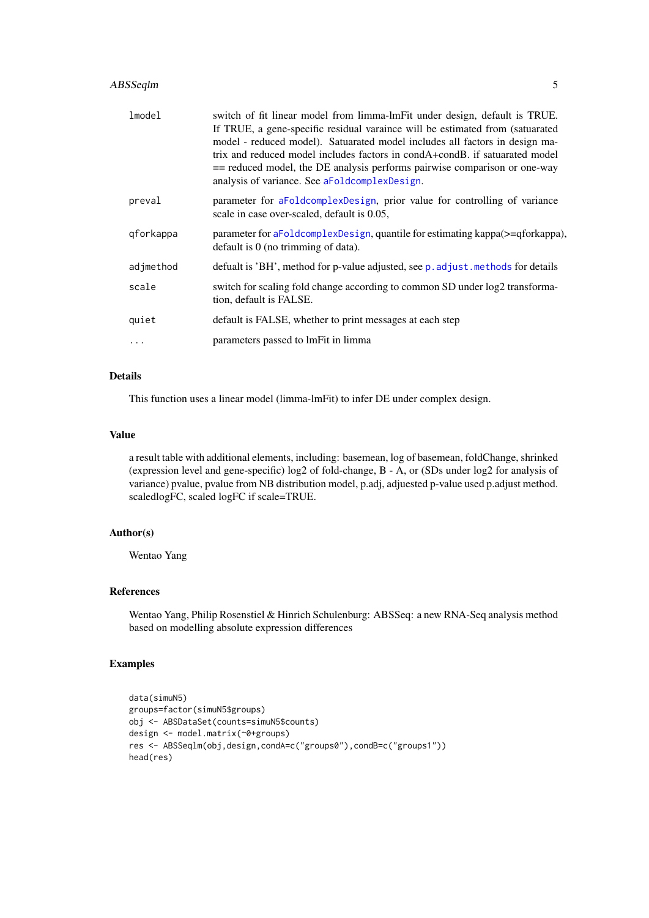| | |
|---|---|
| lmodel | switch of fit linear model from limma-lmFit under design, default is TRUE. If TRUE, a gene-specific residual varaince will be estimated from (satuarated model - reduced model). Satuarated model includes all factors in design matrix and reduced model includes factors in condA+condB. if satuarated model == reduced model, the DE analysis performs pairwise comparison or one-way analysis of variance. See aFoldcomplexDesign. |
| preval | parameter for aFoldcomplexDesign, prior value for controlling of variance scale in case over-scaled, default is 0.05, |
| qforkappa | parameter for aFoldcomplexDesign, quantile for estimating kappa(>=qforkappa), default is 0 (no trimming of data). |
| adjmethod | defualt is 'BH', method for p-value adjusted, see p.adjust.methods for details |
| scale | switch for scaling fold change according to common SD under log2 transformation, default is FALSE. |
| quiet | default is FALSE, whether to print messages at each step |
| ... | parameters passed to lmFit in limma |

## Details

This function uses a linear model (limma-lmFit) to infer DE under complex design.

## Value

a result table with additional elements, including: basemean, log of basemean, foldChange, shrinked (expression level and gene-specific) log2 of fold-change, B - A, or (SDs under log2 for analysis of variance) pvalue, pvalue from NB distribution model, p.adj, adjuested p-value used p.adjust method. scaledlogFC, scaled logFC if scale=TRUE.

## Author(s)

Wentao Yang

## References

Wentao Yang, Philip Rosenstiel & Hinrich Schulenburg: ABSSeq: a new RNA-Seq analysis method based on modelling absolute expression differences

## Examples

```
data(simuN5)
groups=factor(simuN5$groups)
obj <- ABSDataSet(counts=simuN5$counts)
design <- model.matrix(~0+groups)
res <- ABSSeqlm(obj,design,condA=c("groups0"),condB=c("groups1"))
head(res)
```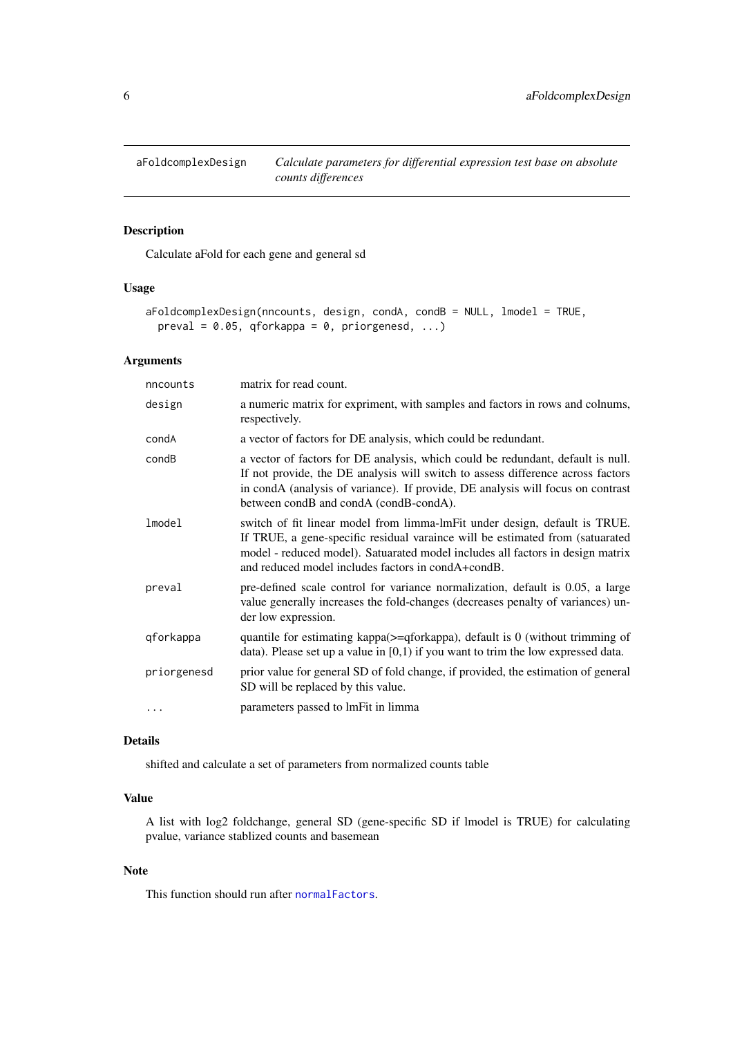## aFoldcomplexDesign

*Calculate parameters for differential expression test base on absolute counts differences*

### Description

Calculate aFold for each gene and general sd

### Usage

```
aFoldcomplexDesign(nncounts, design, condA, condB = NULL, lmodel = TRUE,
  preval = 0.05, qforkappa = 0, priorgenesd, ...)
```

### Arguments

| | |
|---|---|
| `nncounts` | matrix for read count. |
| `design` | a numeric matrix for expriment, with samples and factors in rows and colnums, respectively. |
| `condA` | a vector of factors for DE analysis, which could be redundant. |
| `condB` | a vector of factors for DE analysis, which could be redundant, default is null. If not provide, the DE analysis will switch to assess difference across factors in condA (analysis of variance). If provide, DE analysis will focus on contrast between condB and condA (condB-condA). |
| `lmodel` | switch of fit linear model from limma-lmFit under design, default is TRUE. If TRUE, a gene-specific residual varaince will be estimated from (satuarated model - reduced model). Satuarated model includes all factors in design matrix and reduced model includes factors in condA+condB. |
| `preval` | pre-defined scale control for variance normalization, default is 0.05, a large value generally increases the fold-changes (decreases penalty of variances) under low expression. |
| `qforkappa` | quantile for estimating kappa(>=qforkappa), default is 0 (without trimming of data). Please set up a value in [0,1) if you want to trim the low expressed data. |
| `priorgenesd` | prior value for general SD of fold change, if provided, the estimation of general SD will be replaced by this value. |
| `...` | parameters passed to lmFit in limma |

### Details

shifted and calculate a set of parameters from normalized counts table

### Value

A list with log2 foldchange, general SD (gene-specific SD if lmodel is TRUE) for calculating pvalue, variance stablized counts and basemean

### Note

This function should run after `normalFactors`.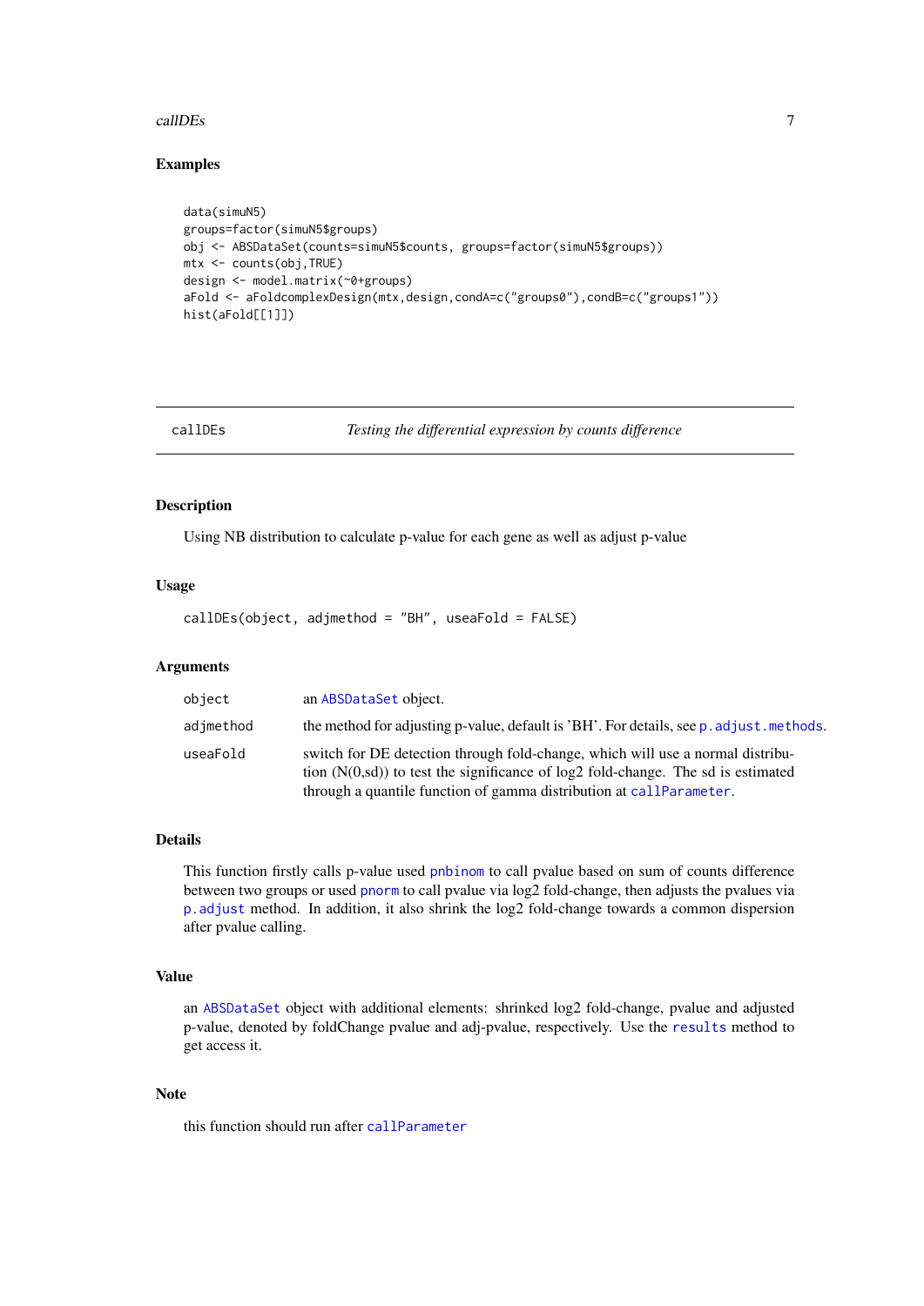## Examples

```
data(simuN5)
groups=factor(simuN5$groups)
obj <- ABSDataSet(counts=simuN5$counts, groups=factor(simuN5$groups))
mtx <- counts(obj,TRUE)
design <- model.matrix(~0+groups)
aFold <- aFoldcomplexDesign(mtx,design,condA=c("groups0"),condB=c("groups1"))
hist(aFold[[1]])
```

---

# callDEs — *Testing the differential expression by counts difference*

---

## Description

Using NB distribution to calculate p-value for each gene as well as adjust p-value

## Usage

```
callDEs(object, adjmethod = "BH", useFold = FALSE)
```

## Arguments

| | |
|---|---|
| `object` | an `ABSDataSet` object. |
| `adjmethod` | the method for adjusting p-value, default is 'BH'. For details, see `p.adjust.methods`. |
| `useFold` | switch for DE detection through fold-change, which will use a normal distribution (N(0,sd)) to test the significance of log2 fold-change. The sd is estimated through a quantile function of gamma distribution at `callParameter`. |

## Details

This function firstly calls p-value used `pnbinom` to call pvalue based on sum of counts difference between two groups or used `pnorm` to call pvalue via log2 fold-change, then adjusts the pvalues via `p.adjust` method. In addition, it also shrink the log2 fold-change towards a common dispersion after pvalue calling.

## Value

an `ABSDataSet` object with additional elements: shrinked log2 fold-change, pvalue and adjusted p-value, denoted by foldChange pvalue and adj-pvalue, respectively. Use the `results` method to get access it.

## Note

this function should run after `callParameter`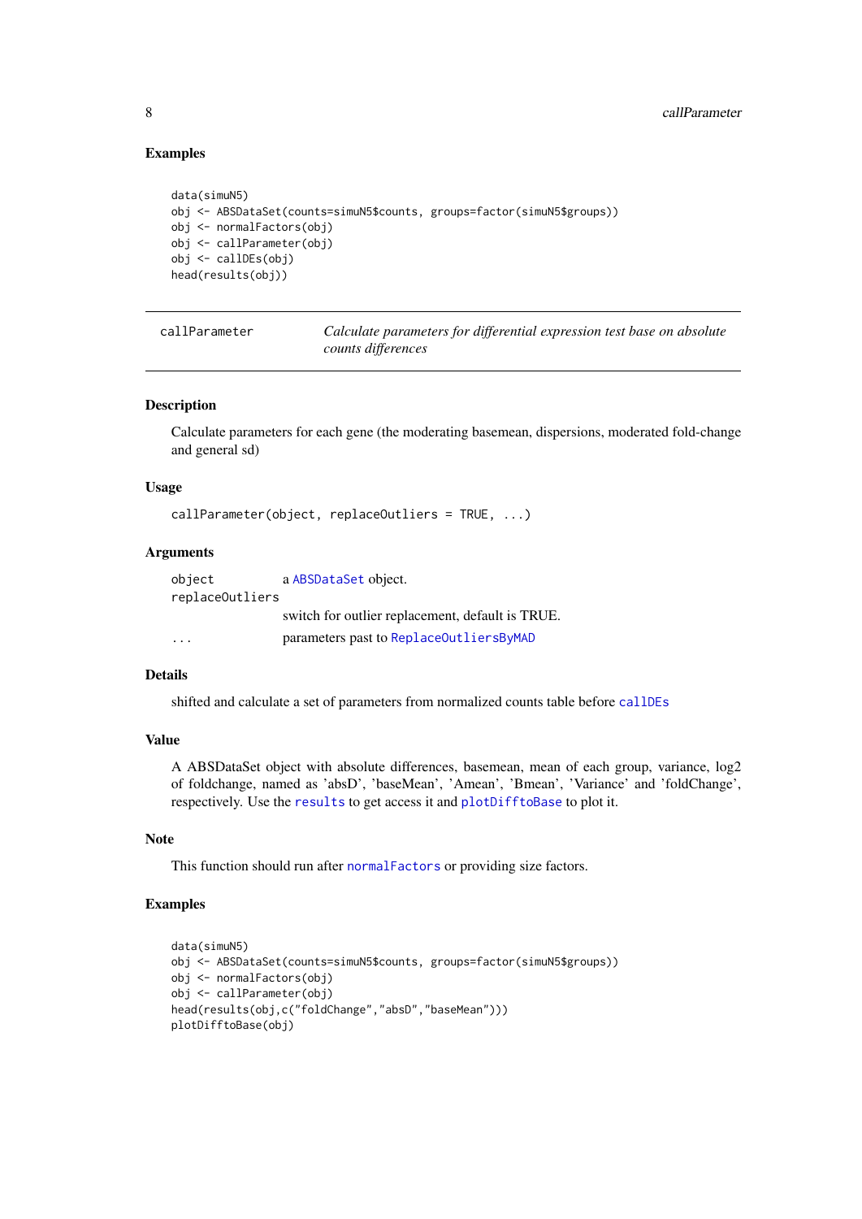### Examples

```
data(simuN5)
obj <- ABSDataSet(counts=simuN5$counts, groups=factor(simuN5$groups))
obj <- normalFactors(obj)
obj <- callParameter(obj)
obj <- callDEs(obj)
head(results(obj))
```

---

## callParameter — *Calculate parameters for differential expression test base on absolute counts differences*

---

### Description

Calculate parameters for each gene (the moderating basemean, dispersions, moderated fold-change and general sd)

### Usage

```
callParameter(object, replaceOutliers = TRUE, ...)
```

### Arguments

| | |
|---|---|
| `object` | a `ABSDataSet` object. |
| `replaceOutliers` | switch for outlier replacement, default is TRUE. |
| `...` | parameters past to `ReplaceOutliersByMAD` |

### Details

shifted and calculate a set of parameters from normalized counts table before `callDEs`

### Value

A ABSDataSet object with absolute differences, basemean, mean of each group, variance, log2 of foldchange, named as 'absD', 'baseMean', 'Amean', 'Bmean', 'Variance' and 'foldChange', respectively. Use the `results` to get access it and `plotDifftoBase` to plot it.

### Note

This function should run after `normalFactors` or providing size factors.

### Examples

```
data(simuN5)
obj <- ABSDataSet(counts=simuN5$counts, groups=factor(simuN5$groups))
obj <- normalFactors(obj)
obj <- callParameter(obj)
head(results(obj,c("foldChange","absD","baseMean")))
plotDifftoBase(obj)
```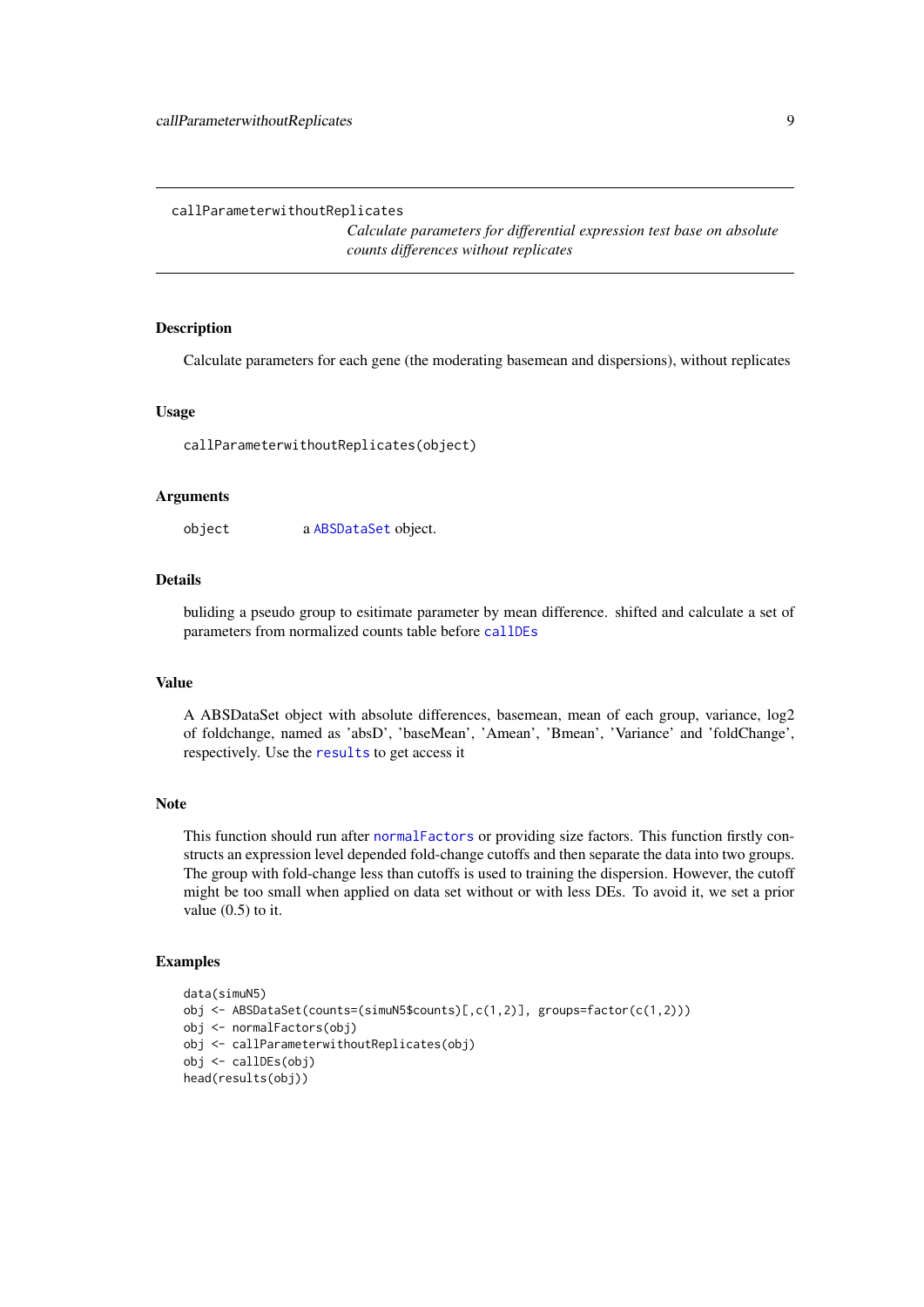## callParameterwithoutReplicates

*Calculate parameters for differential expression test base on absolute counts differences without replicates*

### Description

Calculate parameters for each gene (the moderating basemean and dispersions), without replicates

### Usage

```
callParameterwithoutReplicates(object)
```

### Arguments

| | |
|---|---|
| object | a ABSDataSet object. |

### Details

buliding a pseudo group to esitimate parameter by mean difference. shifted and calculate a set of parameters from normalized counts table before callDEs

### Value

A ABSDataSet object with absolute differences, basemean, mean of each group, variance, log2 of foldchange, named as 'absD', 'baseMean', 'Amean', 'Bmean', 'Variance' and 'foldChange', respectively. Use the results to get access it

### Note

This function should run after normalFactors or providing size factors. This function firstly constructs an expression level depended fold-change cutoffs and then separate the data into two groups. The group with fold-change less than cutoffs is used to training the dispersion. However, the cutoff might be too small when applied on data set without or with less DEs. To avoid it, we set a prior value (0.5) to it.

### Examples

```
data(simuN5)
obj <- ABSDataSet(counts=(simuN5$counts)[,c(1,2)], groups=factor(c(1,2)))
obj <- normalFactors(obj)
obj <- callParameterwithoutReplicates(obj)
obj <- callDEs(obj)
head(results(obj))
```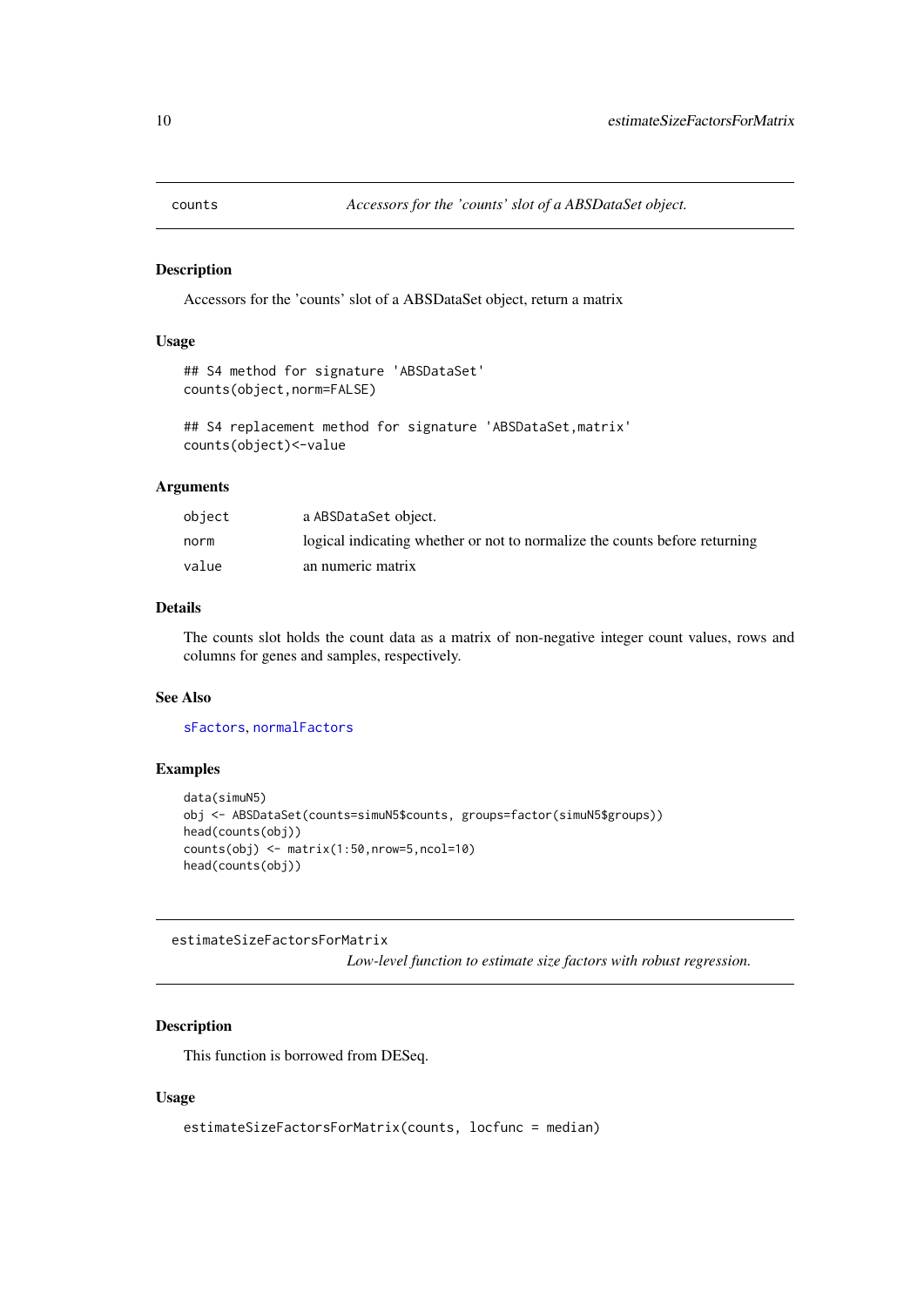## counts

*Accessors for the 'counts' slot of a ABSDataSet object.*

### Description

Accessors for the 'counts' slot of a ABSDataSet object, return a matrix

### Usage

```
## S4 method for signature 'ABSDataSet'
counts(object,norm=FALSE)

## S4 replacement method for signature 'ABSDataSet,matrix'
counts(object)<-value
```

### Arguments

| | |
|---|---|
| `object` | a `ABSDataSet` object. |
| `norm` | logical indicating whether or not to normalize the counts before returning |
| `value` | an numeric matrix |

### Details

The counts slot holds the count data as a matrix of non-negative integer count values, rows and columns for genes and samples, respectively.

### See Also

`sFactors`, `normalFactors`

### Examples

```
data(simuN5)
obj <- ABSDataSet(counts=simuN5$counts, groups=factor(simuN5$groups))
head(counts(obj))
counts(obj) <- matrix(1:50,nrow=5,ncol=10)
head(counts(obj))
```

## estimateSizeFactorsForMatrix

*Low-level function to estimate size factors with robust regression.*

### Description

This function is borrowed from DESeq.

### Usage

```
estimateSizeFactorsForMatrix(counts, locfunc = median)
```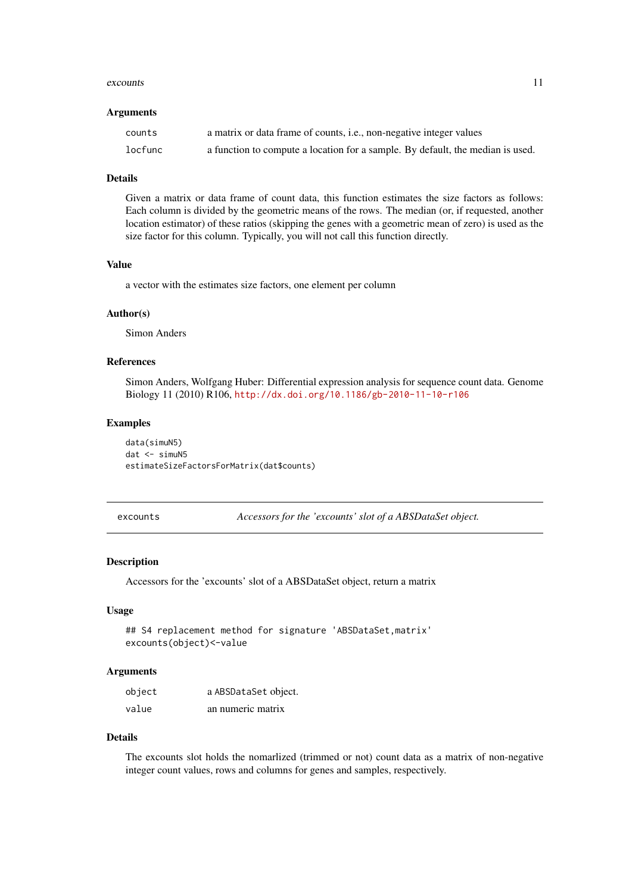### Arguments

| | |
|---|---|
| `counts` | a matrix or data frame of counts, i.e., non-negative integer values |
| `locfunc` | a function to compute a location for a sample. By default, the median is used. |

### Details

Given a matrix or data frame of count data, this function estimates the size factors as follows: Each column is divided by the geometric means of the rows. The median (or, if requested, another location estimator) of these ratios (skipping the genes with a geometric mean of zero) is used as the size factor for this column. Typically, you will not call this function directly.

### Value

a vector with the estimates size factors, one element per column

### Author(s)

Simon Anders

### References

Simon Anders, Wolfgang Huber: Differential expression analysis for sequence count data. Genome Biology 11 (2010) R106, http://dx.doi.org/10.1186/gb-2010-11-10-r106

### Examples

```
data(simuN5)
dat <- simuN5
estimateSizeFactorsForMatrix(dat$counts)
```

---

## excounts — *Accessors for the 'excounts' slot of a ABSDataSet object.*

---

### Description

Accessors for the 'excounts' slot of a ABSDataSet object, return a matrix

### Usage

```
## S4 replacement method for signature 'ABSDataSet,matrix'
excounts(object)<-value
```

### Arguments

| | |
|---|---|
| `object` | a `ABSDataSet` object. |
| `value` | an numeric matrix |

### Details

The excounts slot holds the nomarlized (trimmed or not) count data as a matrix of non-negative integer count values, rows and columns for genes and samples, respectively.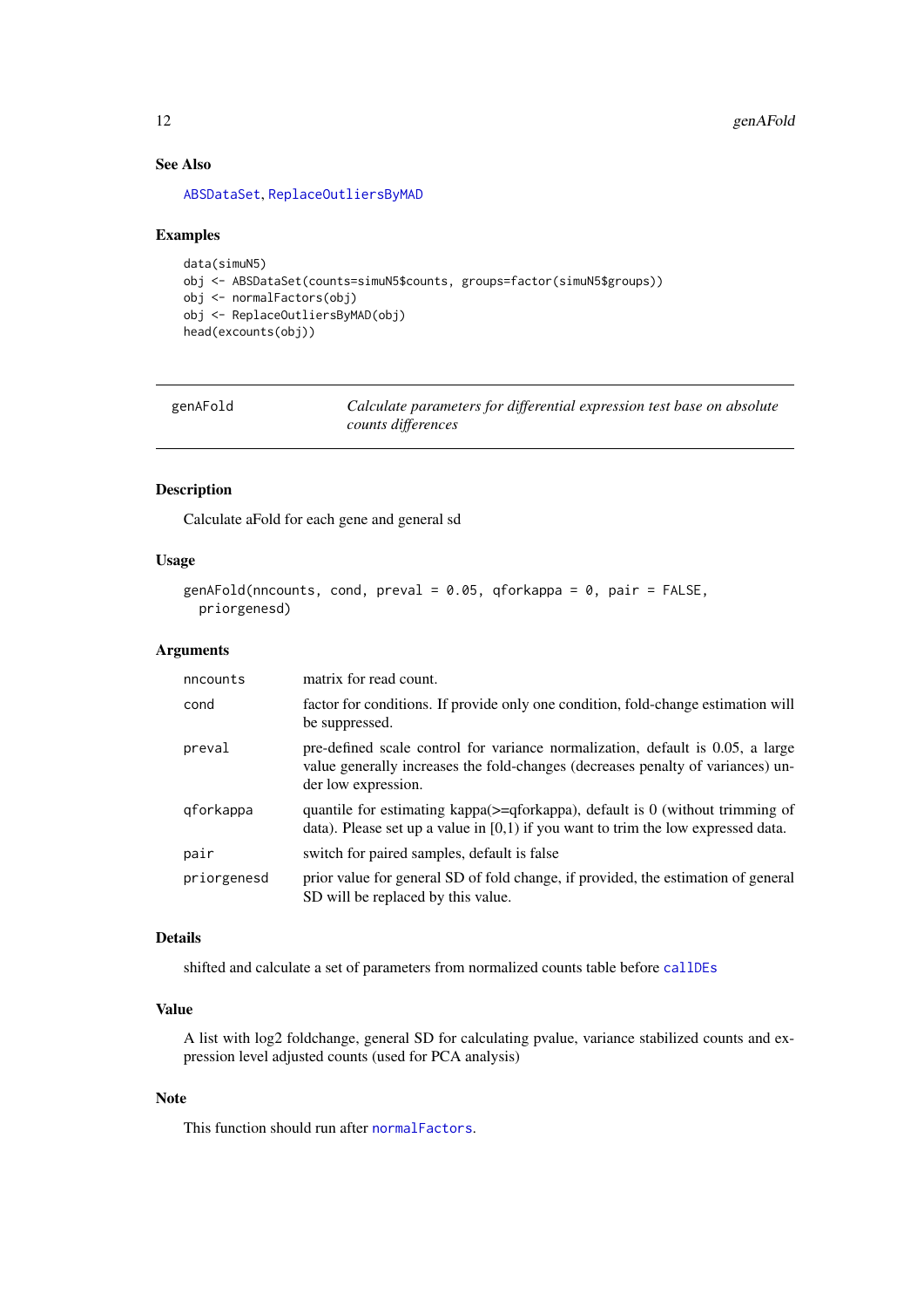### See Also

ABSDataSet, ReplaceOutliersByMAD

### Examples

```
data(simuN5)
obj <- ABSDataSet(counts=simuN5$counts, groups=factor(simuN5$groups))
obj <- normalFactors(obj)
obj <- ReplaceOutliersByMAD(obj)
head(excounts(obj))
```

---

## genAFold — *Calculate parameters for differential expression test base on absolute counts differences*

---

### Description

Calculate aFold for each gene and general sd

### Usage

```
genAFold(nncounts, cond, preval = 0.05, qforkappa = 0, pair = FALSE,
  priorgenesd)
```

### Arguments

| | |
|---|---|
| nncounts | matrix for read count. |
| cond | factor for conditions. If provide only one condition, fold-change estimation will be suppressed. |
| preval | pre-defined scale control for variance normalization, default is 0.05, a large value generally increases the fold-changes (decreases penalty of variances) under low expression. |
| qforkappa | quantile for estimating kappa(>=qforkappa), default is 0 (without trimming of data). Please set up a value in [0,1) if you want to trim the low expressed data. |
| pair | switch for paired samples, default is false |
| priorgenesd | prior value for general SD of fold change, if provided, the estimation of general SD will be replaced by this value. |

### Details

shifted and calculate a set of parameters from normalized counts table before callDEs

### Value

A list with log2 foldchange, general SD for calculating pvalue, variance stabilized counts and expression level adjusted counts (used for PCA analysis)

### Note

This function should run after normalFactors.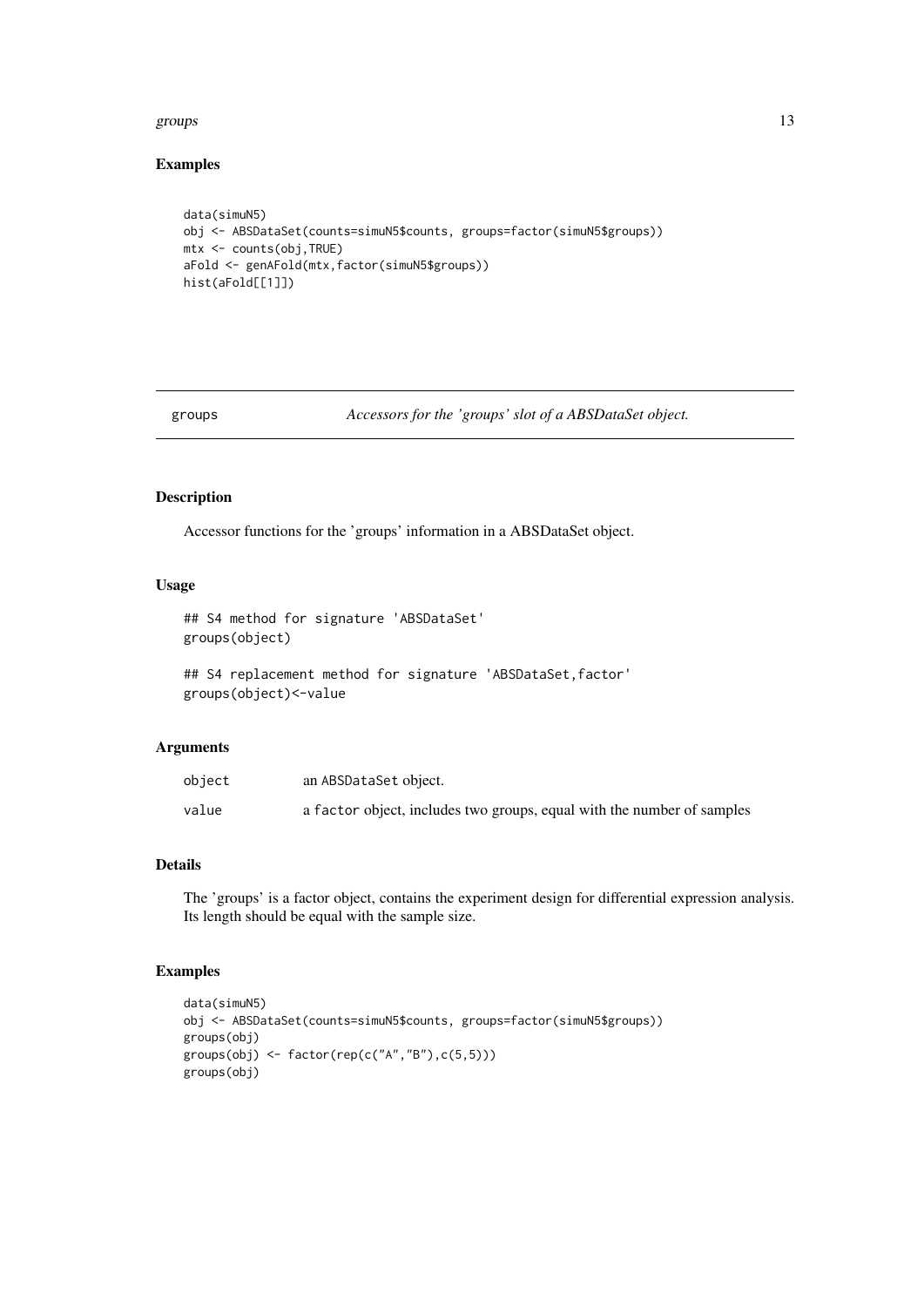## Examples

```
data(simuN5)
obj <- ABSDataSet(counts=simuN5$counts, groups=factor(simuN5$groups))
mtx <- counts(obj,TRUE)
aFold <- genAFold(mtx,factor(simuN5$groups))
hist(aFold[[1]])
```

---

# groups — *Accessors for the 'groups' slot of a ABSDataSet object.*

## Description

Accessor functions for the 'groups' information in a ABSDataSet object.

## Usage

```
## S4 method for signature 'ABSDataSet'
groups(object)

## S4 replacement method for signature 'ABSDataSet,factor'
groups(object)<-value
```

## Arguments

| | |
|---|---|
| object | an ABSDataSet object. |
| value | a factor object, includes two groups, equal with the number of samples |

## Details

The 'groups' is a factor object, contains the experiment design for differential expression analysis. Its length should be equal with the sample size.

## Examples

```
data(simuN5)
obj <- ABSDataSet(counts=simuN5$counts, groups=factor(simuN5$groups))
groups(obj)
groups(obj) <- factor(rep(c("A","B"),c(5,5)))
groups(obj)
```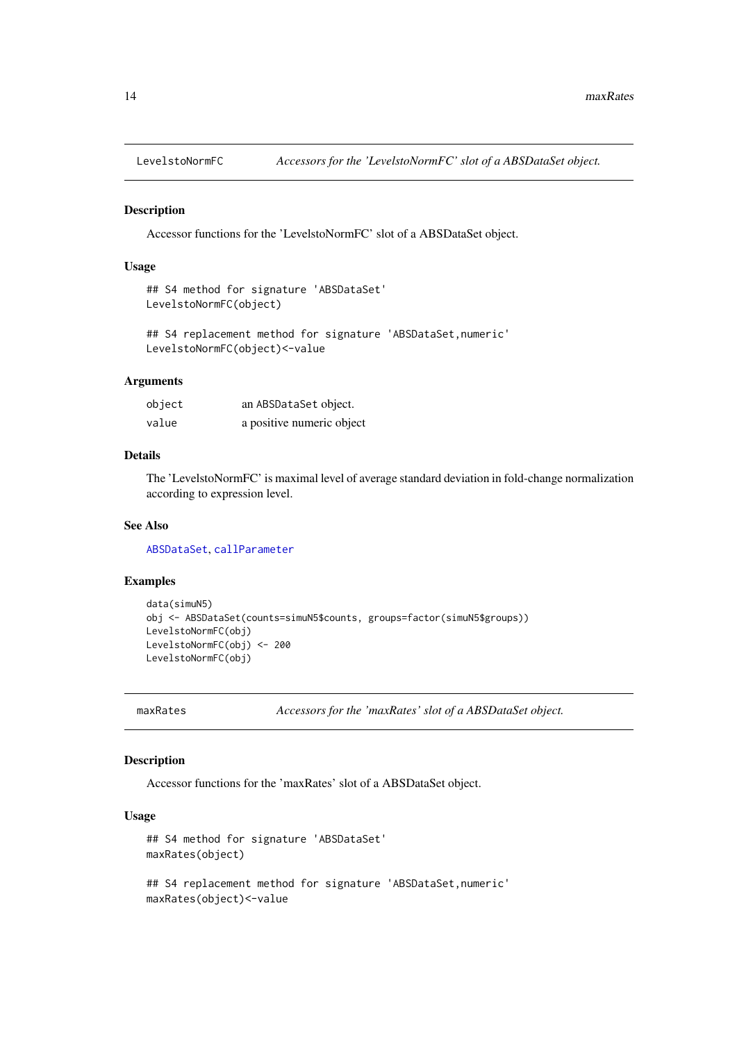## LevelstoNormFC — *Accessors for the 'LevelstoNormFC' slot of a ABSDataSet object.*

### Description

Accessor functions for the 'LevelstoNormFC' slot of a ABSDataSet object.

### Usage

```
## S4 method for signature 'ABSDataSet'
LevelstoNormFC(object)

## S4 replacement method for signature 'ABSDataSet,numeric'
LevelstoNormFC(object)<-value
```

### Arguments

| | |
|---|---|
| object | an ABSDataSet object. |
| value | a positive numeric object |

### Details

The 'LevelstoNormFC' is maximal level of average standard deviation in fold-change normalization according to expression level.

### See Also

ABSDataSet, callParameter

### Examples

```
data(simuN5)
obj <- ABSDataSet(counts=simuN5$counts, groups=factor(simuN5$groups))
LevelstoNormFC(obj)
LevelstoNormFC(obj) <- 200
LevelstoNormFC(obj)
```

## maxRates — *Accessors for the 'maxRates' slot of a ABSDataSet object.*

### Description

Accessor functions for the 'maxRates' slot of a ABSDataSet object.

### Usage

```
## S4 method for signature 'ABSDataSet'
maxRates(object)

## S4 replacement method for signature 'ABSDataSet,numeric'
maxRates(object)<-value
```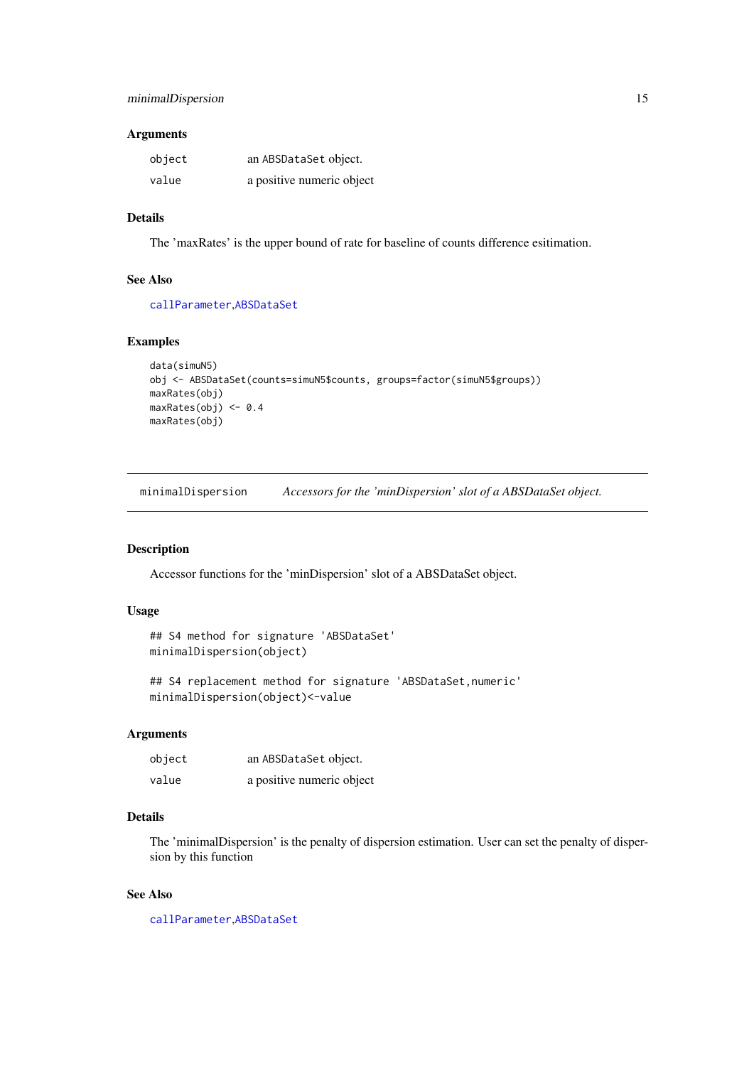### Arguments

| | |
|---|---|
| object | an ABSDataSet object. |
| value | a positive numeric object |

### Details

The 'maxRates' is the upper bound of rate for baseline of counts difference esitimation.

### See Also

callParameter,ABSDataSet

### Examples

```
data(simuN5)
obj <- ABSDataSet(counts=simuN5$counts, groups=factor(simuN5$groups))
maxRates(obj)
maxRates(obj) <- 0.4
maxRates(obj)
```

---

## minimalDispersion &nbsp;&nbsp;&nbsp; *Accessors for the 'minDispersion' slot of a ABSDataSet object.*

---

### Description

Accessor functions for the 'minDispersion' slot of a ABSDataSet object.

### Usage

```
## S4 method for signature 'ABSDataSet'
minimalDispersion(object)

## S4 replacement method for signature 'ABSDataSet,numeric'
minimalDispersion(object)<-value
```

### Arguments

| | |
|---|---|
| object | an ABSDataSet object. |
| value | a positive numeric object |

### Details

The 'minimalDispersion' is the penalty of dispersion estimation. User can set the penalty of dispersion by this function

### See Also

callParameter,ABSDataSet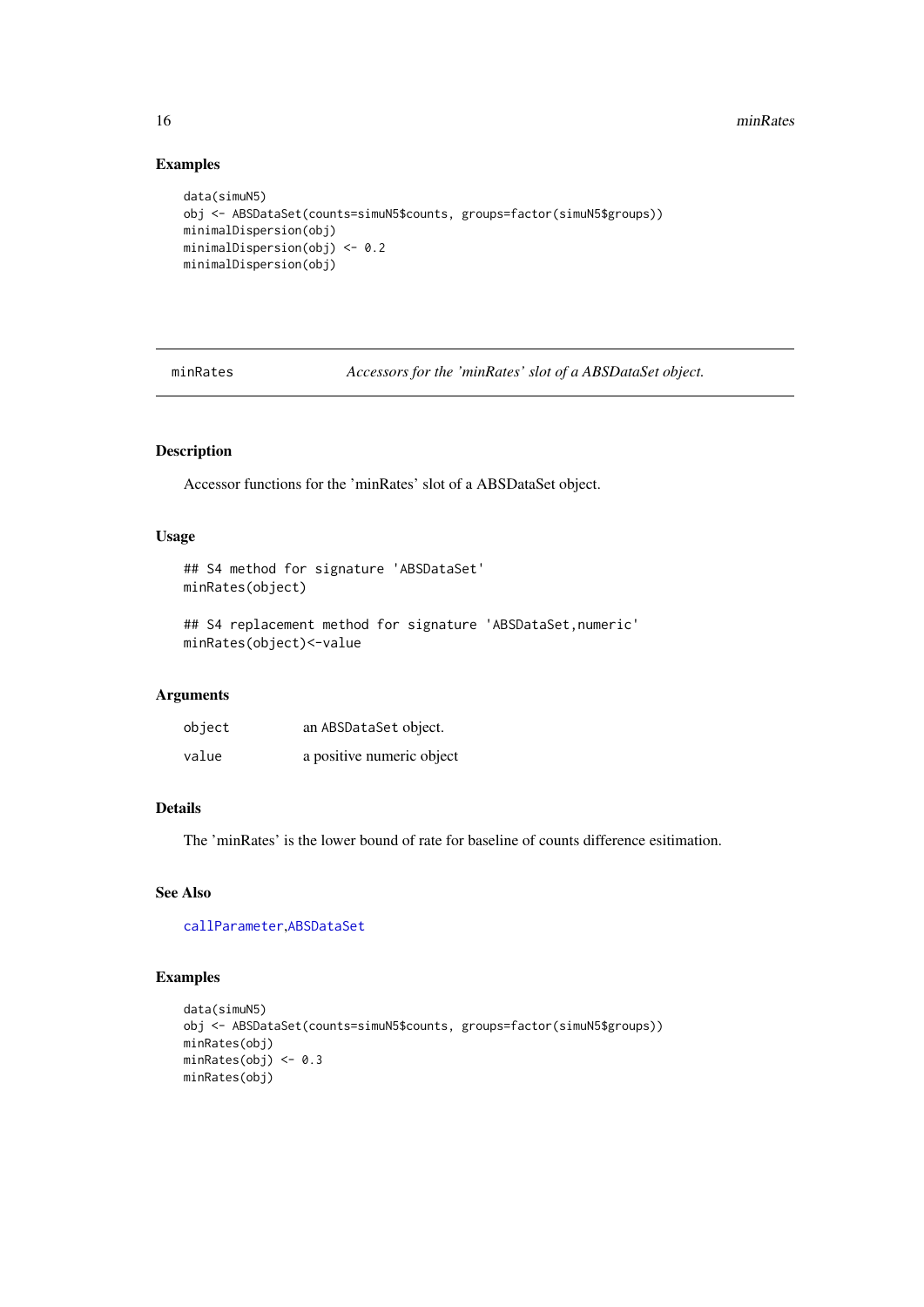### Examples

```
data(simuN5)
obj <- ABSDataSet(counts=simuN5$counts, groups=factor(simuN5$groups))
minimalDispersion(obj)
minimalDispersion(obj) <- 0.2
minimalDispersion(obj)
```

---

## minRates — *Accessors for the 'minRates' slot of a ABSDataSet object.*

---

### Description

Accessor functions for the 'minRates' slot of a ABSDataSet object.

### Usage

```
## S4 method for signature 'ABSDataSet'
minRates(object)

## S4 replacement method for signature 'ABSDataSet,numeric'
minRates(object)<-value
```

### Arguments

| | |
|---|---|
| object | an ABSDataSet object. |
| value | a positive numeric object |

### Details

The 'minRates' is the lower bound of rate for baseline of counts difference esitimation.

### See Also

callParameter,ABSDataSet

### Examples

```
data(simuN5)
obj <- ABSDataSet(counts=simuN5$counts, groups=factor(simuN5$groups))
minRates(obj)
minRates(obj) <- 0.3
minRates(obj)
```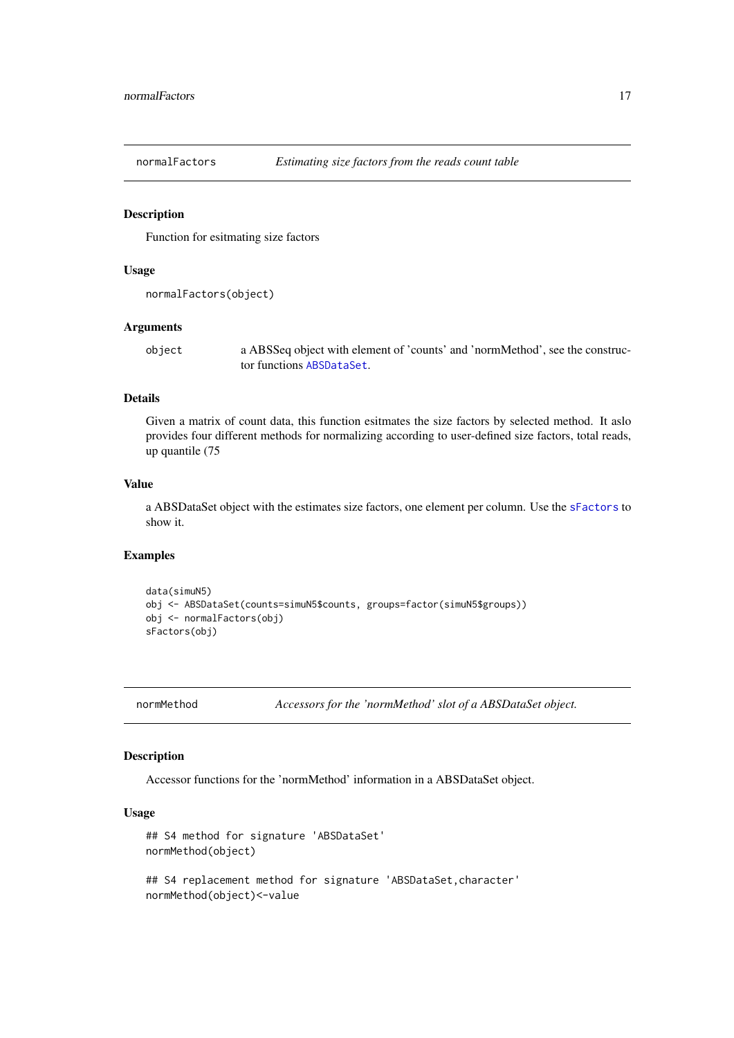## normalFactors — *Estimating size factors from the reads count table*

### Description

Function for esitmating size factors

### Usage

```
normalFactors(object)
```

### Arguments

| | |
|---|---|
| `object` | a ABSSeq object with element of 'counts' and 'normMethod', see the constructor functions `ABSDataSet`. |

### Details

Given a matrix of count data, this function esitmates the size factors by selected method. It aslo provides four different methods for normalizing according to user-defined size factors, total reads, up quantile (75

### Value

a ABSDataSet object with the estimates size factors, one element per column. Use the `sFactors` to show it.

### Examples

```
data(simuN5)
obj <- ABSDataSet(counts=simuN5$counts, groups=factor(simuN5$groups))
obj <- normalFactors(obj)
sFactors(obj)
```

## normMethod — *Accessors for the 'normMethod' slot of a ABSDataSet object.*

### Description

Accessor functions for the 'normMethod' information in a ABSDataSet object.

### Usage

```
## S4 method for signature 'ABSDataSet'
normMethod(object)

## S4 replacement method for signature 'ABSDataSet,character'
normMethod(object)<-value
```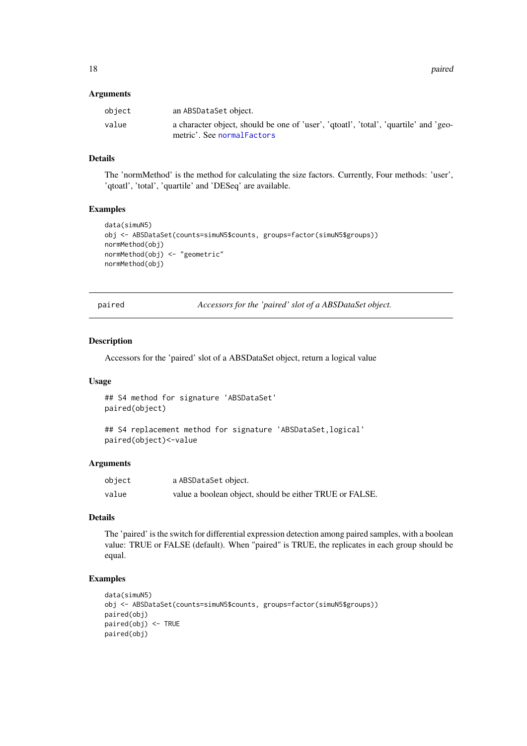### Arguments

| | |
|---|---|
| object | an ABSDataSet object. |
| value | a character object, should be one of 'user', 'qtoatl', 'total', 'quartile' and 'geometric'. See normalFactors |

### Details

The 'normMethod' is the method for calculating the size factors. Currently, Four methods: 'user', 'qtoatl', 'total', 'quartile' and 'DESeq' are available.

### Examples

```
data(simuN5)
obj <- ABSDataSet(counts=simuN5$counts, groups=factor(simuN5$groups))
normMethod(obj)
normMethod(obj) <- "geometric"
normMethod(obj)
```

---

## paired — *Accessors for the 'paired' slot of a ABSDataSet object.*

### Description

Accessors for the 'paired' slot of a ABSDataSet object, return a logical value

### Usage

```
## S4 method for signature 'ABSDataSet'
paired(object)

## S4 replacement method for signature 'ABSDataSet,logical'
paired(object)<-value
```

### Arguments

| | |
|---|---|
| object | a ABSDataSet object. |
| value | value a boolean object, should be either TRUE or FALSE. |

### Details

The 'paired' is the switch for differential expression detection among paired samples, with a boolean value: TRUE or FALSE (default). When "paired" is TRUE, the replicates in each group should be equal.

### Examples

```
data(simuN5)
obj <- ABSDataSet(counts=simuN5$counts, groups=factor(simuN5$groups))
paired(obj)
paired(obj) <- TRUE
paired(obj)
```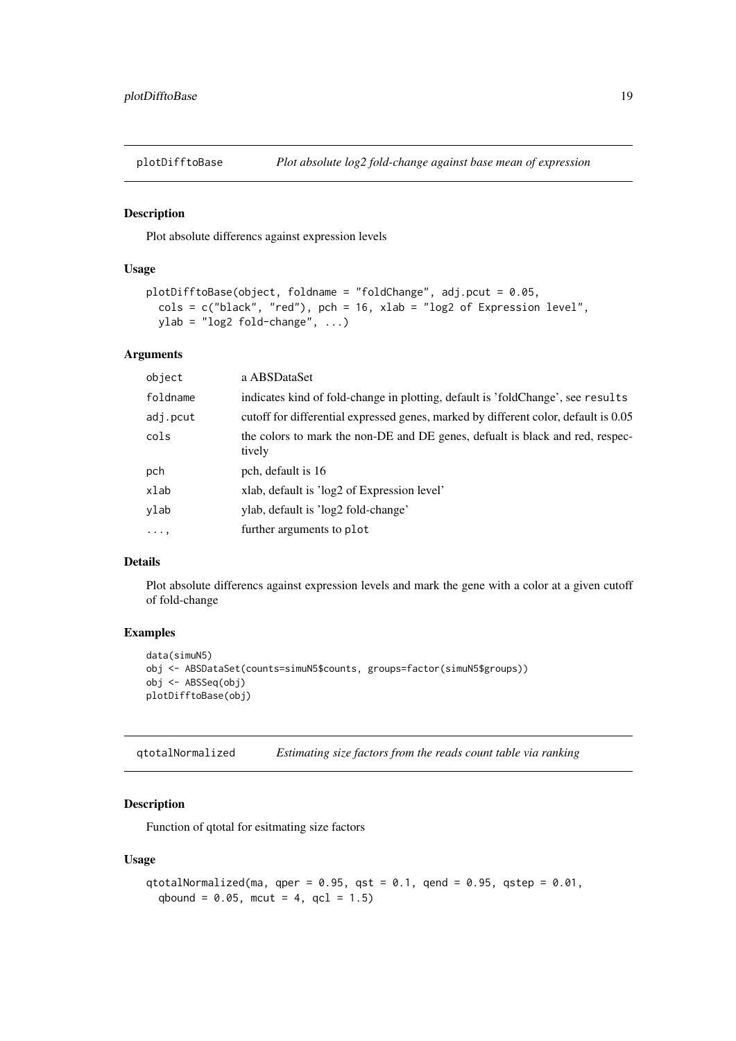## plotDifftoBase *Plot absolute log2 fold-change against base mean of expression*

### Description

Plot absolute differencs against expression levels

### Usage

```
plotDifftoBase(object, foldname = "foldChange", adj.pcut = 0.05,
  cols = c("black", "red"), pch = 16, xlab = "log2 of Expression level",
  ylab = "log2 fold-change", ...)
```

### Arguments

| | |
|---|---|
| object | a ABSDataSet |
| foldname | indicates kind of fold-change in plotting, default is 'foldChange', see results |
| adj.pcut | cutoff for differential expressed genes, marked by different color, default is 0.05 |
| cols | the colors to mark the non-DE and DE genes, defualt is black and red, respectively |
| pch | pch, default is 16 |
| xlab | xlab, default is 'log2 of Expression level' |
| ylab | ylab, default is 'log2 fold-change' |
| ..., | further arguments to plot |

### Details

Plot absolute differencs against expression levels and mark the gene with a color at a given cutoff of fold-change

### Examples

```
data(simuN5)
obj <- ABSDataSet(counts=simuN5$counts, groups=factor(simuN5$groups))
obj <- ABSSeq(obj)
plotDifftoBase(obj)
```

## qtotalNormalized *Estimating size factors from the reads count table via ranking*

### Description

Function of qtotal for esitmating size factors

### Usage

```
qtotalNormalized(ma, qper = 0.95, qst = 0.1, qend = 0.95, qstep = 0.01,
  qbound = 0.05, mcut = 4, qcl = 1.5)
```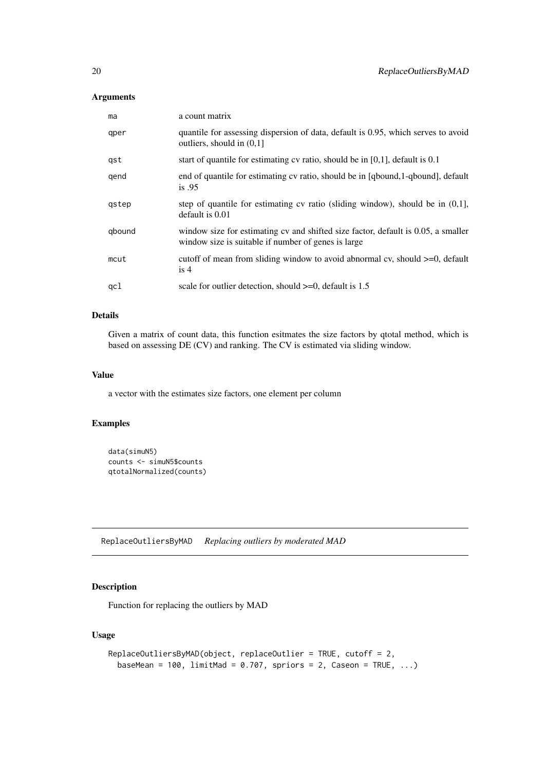### Arguments

| | |
|---|---|
| `ma` | a count matrix |
| `qper` | quantile for assessing dispersion of data, default is 0.95, which serves to avoid outliers, should in (0,1] |
| `qst` | start of quantile for estimating cv ratio, should be in [0,1], default is 0.1 |
| `qend` | end of quantile for estimating cv ratio, should be in [qbound,1-qbound], default is .95 |
| `qstep` | step of quantile for estimating cv ratio (sliding window), should be in (0,1], default is 0.01 |
| `qbound` | window size for estimating cv and shifted size factor, default is 0.05, a smaller window size is suitable if number of genes is large |
| `mcut` | cutoff of mean from sliding window to avoid abnormal cv, should >=0, default is 4 |
| `qcl` | scale for outlier detection, should >=0, default is 1.5 |

### Details

Given a matrix of count data, this function esitmates the size factors by qtotal method, which is based on assessing DE (CV) and ranking. The CV is estimated via sliding window.

### Value

a vector with the estimates size factors, one element per column

### Examples

```
data(simuN5)
counts <- simuN5$counts
qtotalNormalized(counts)
```

---

## ReplaceOutliersByMAD *Replacing outliers by moderated MAD*

---

### Description

Function for replacing the outliers by MAD

### Usage

```
ReplaceOutliersByMAD(object, replaceOutlier = TRUE, cutoff = 2,
  baseMean = 100, limitMad = 0.707, spriors = 2, Caseon = TRUE, ...)
```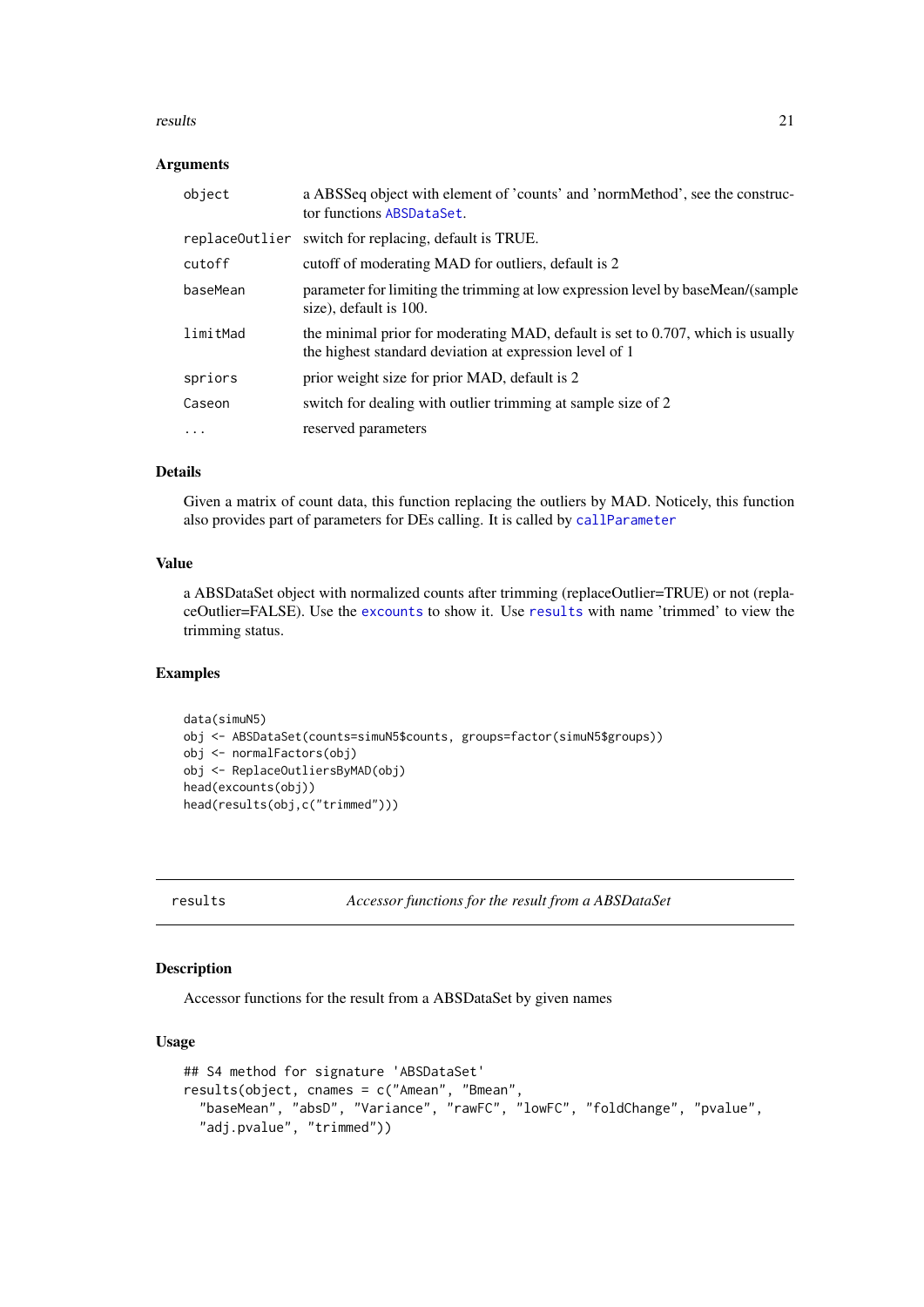### Arguments

| | |
|---|---|
| `object` | a ABSSeq object with element of 'counts' and 'normMethod', see the constructor functions `ABSDataSet`. |
| `replaceOutlier` | switch for replacing, default is TRUE. |
| `cutoff` | cutoff of moderating MAD for outliers, default is 2 |
| `baseMean` | parameter for limiting the trimming at low expression level by baseMean/(sample size), default is 100. |
| `limitMad` | the minimal prior for moderating MAD, default is set to 0.707, which is usually the highest standard deviation at expression level of 1 |
| `spriors` | prior weight size for prior MAD, default is 2 |
| `Caseon` | switch for dealing with outlier trimming at sample size of 2 |
| `...` | reserved parameters |

### Details

Given a matrix of count data, this function replacing the outliers by MAD. Noticely, this function also provides part of parameters for DEs calling. It is called by `callParameter`

### Value

a ABSDataSet object with normalized counts after trimming (replaceOutlier=TRUE) or not (replaceOutlier=FALSE). Use the `excounts` to show it. Use `results` with name 'trimmed' to view the trimming status.

### Examples

```
data(simuN5)
obj <- ABSDataSet(counts=simuN5$counts, groups=factor(simuN5$groups))
obj <- normalFactors(obj)
obj <- ReplaceOutliersByMAD(obj)
head(excounts(obj))
head(results(obj,c("trimmed")))
```

---

## results — *Accessor functions for the result from a ABSDataSet*

### Description

Accessor functions for the result from a ABSDataSet by given names

### Usage

```
## S4 method for signature 'ABSDataSet'
results(object, cnames = c("Amean", "Bmean",
  "baseMean", "absD", "Variance", "rawFC", "lowFC", "foldChange", "pvalue",
  "adj.pvalue", "trimmed"))
```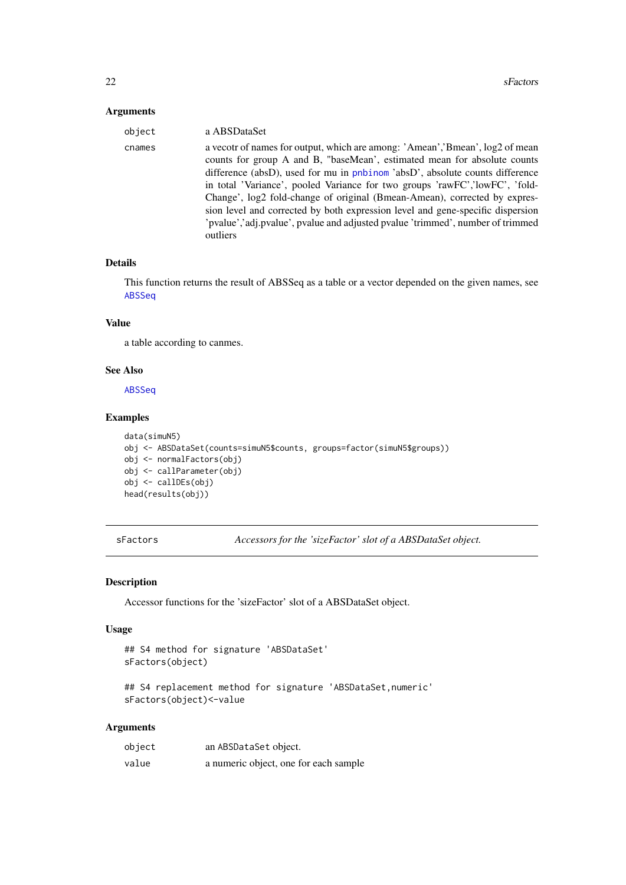### Arguments

| | |
|---|---|
| object | a ABSDataSet |
| cnames | a vecotr of names for output, which are among: 'Amean','Bmean', log2 of mean counts for group A and B, "baseMean', estimated mean for absolute counts difference (absD), used for mu in pnbinom 'absD', absolute counts difference in total 'Variance', pooled Variance for two groups 'rawFC','lowFC', 'foldChange', log2 fold-change of original (Bmean-Amean), corrected by expression level and corrected by both expression level and gene-specific dispersion 'pvalue','adj.pvalue', pvalue and adjusted pvalue 'trimmed', number of trimmed outliers |

### Details

This function returns the result of ABSSeq as a table or a vector depended on the given names, see `ABSSeq`

### Value

a table according to canmes.

### See Also

`ABSSeq`

### Examples

```
data(simuN5)
obj <- ABSDataSet(counts=simuN5$counts, groups=factor(simuN5$groups))
obj <- normalFactors(obj)
obj <- callParameter(obj)
obj <- callDEs(obj)
head(results(obj))
```

---

## sFactors — *Accessors for the 'sizeFactor' slot of a ABSDataSet object.*

### Description

Accessor functions for the 'sizeFactor' slot of a ABSDataSet object.

### Usage

```
## S4 method for signature 'ABSDataSet'
sFactors(object)

## S4 replacement method for signature 'ABSDataSet,numeric'
sFactors(object)<-value
```

### Arguments

| | |
|---|---|
| object | an `ABSDataSet` object. |
| value | a numeric object, one for each sample |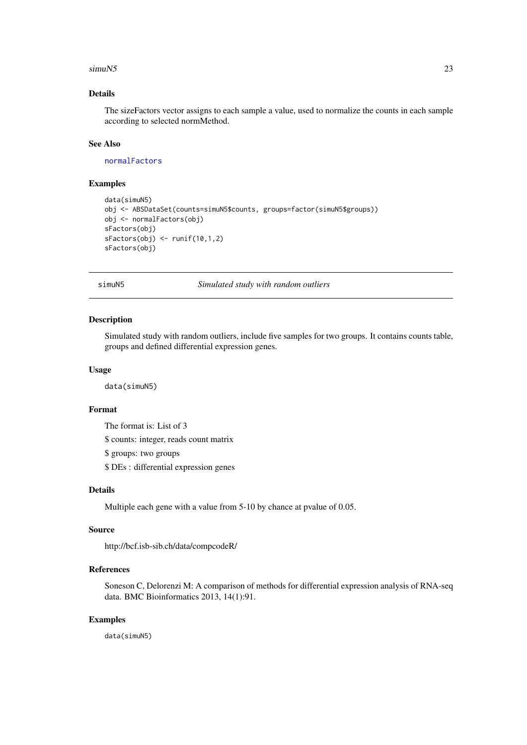### Details

The sizeFactors vector assigns to each sample a value, used to normalize the counts in each sample according to selected normMethod.

### See Also

normalFactors

### Examples

```
data(simuN5)
obj <- ABSDataSet(counts=simuN5$counts, groups=factor(simuN5$groups))
obj <- normalFactors(obj)
sFactors(obj)
sFactors(obj) <- runif(10,1,2)
sFactors(obj)
```

---

## simuN5 *Simulated study with random outliers*

### Description

Simulated study with random outliers, include five samples for two groups. It contains counts table, groups and defined differential expression genes.

### Usage

```
data(simuN5)
```

### Format

The format is: List of 3

$ counts: integer, reads count matrix

$ groups: two groups

$ DEs : differential expression genes

### Details

Multiple each gene with a value from 5-10 by chance at pvalue of 0.05.

### Source

http://bcf.isb-sib.ch/data/compcodeR/

### References

Soneson C, Delorenzi M: A comparison of methods for differential expression analysis of RNA-seq data. BMC Bioinformatics 2013, 14(1):91.

### Examples

```
data(simuN5)
```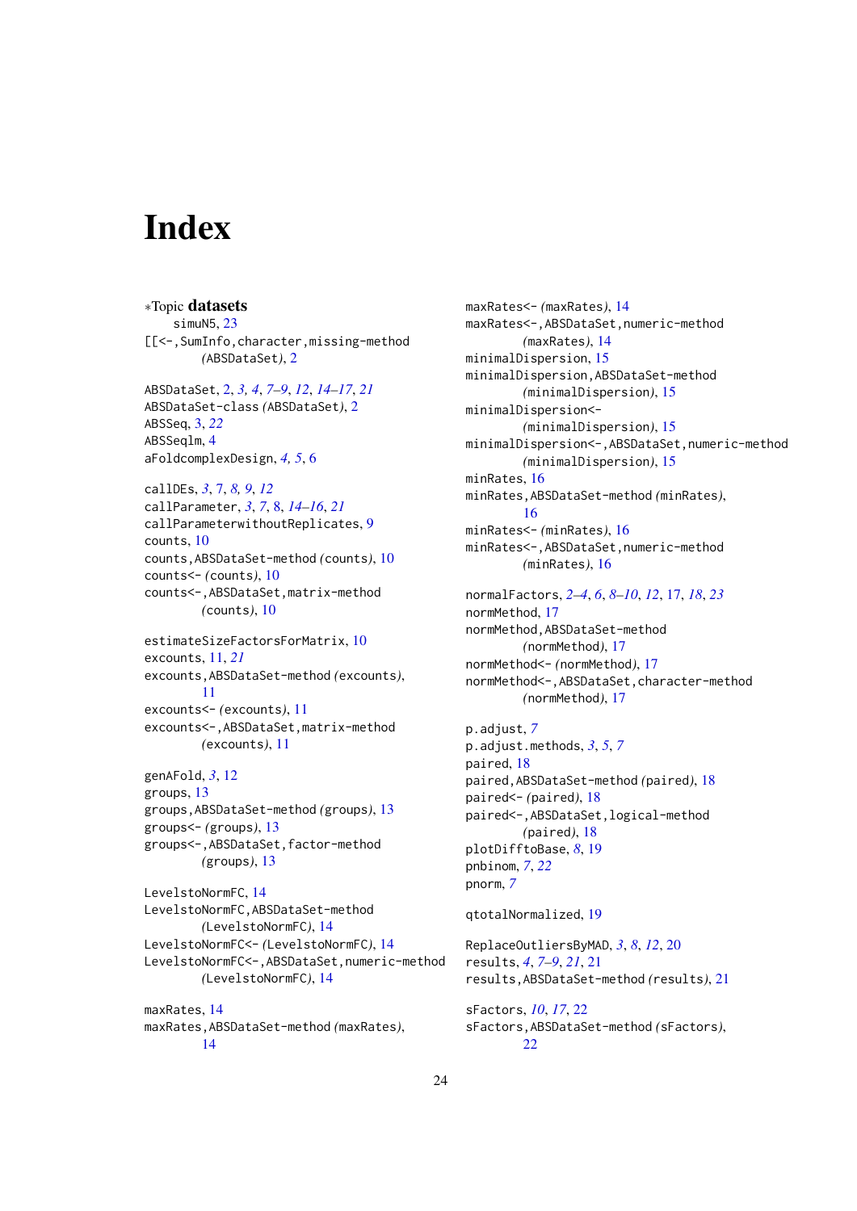# Index

∗Topic **datasets**
  simuN5, 23
[[<-,SumInfo,character,missing-method
  *(*ABSDataSet*)*, 2

ABSDataSet, 2, *3, 4*, *7–9*, *12*, *14–17*, *21*
ABSDataSet-class *(*ABSDataSet*)*, 2
ABSSeq, 3, *22*
ABSSeqlm, 4
aFoldcomplexDesign, *4, 5*, 6

callDEs, *3*, 7, *8, 9*, *12*
callParameter, *3*, *7*, 8, *14–16*, *21*
callParameterwithoutReplicates, 9
counts, 10
counts,ABSDataSet-method *(*counts*)*, 10
counts<- *(*counts*)*, 10
counts<-,ABSDataSet,matrix-method
  *(*counts*)*, 10

estimateSizeFactorsForMatrix, 10
excounts, 11, *21*
excounts,ABSDataSet-method *(*excounts*)*,
  11
excounts<- *(*excounts*)*, 11
excounts<-,ABSDataSet,matrix-method
  *(*excounts*)*, 11

genAFold, *3*, 12
groups, 13
groups,ABSDataSet-method *(*groups*)*, 13
groups<- *(*groups*)*, 13
groups<-,ABSDataSet,factor-method
  *(*groups*)*, 13

LevelstoNormFC, 14
LevelstoNormFC,ABSDataSet-method
  *(*LevelstoNormFC*)*, 14
LevelstoNormFC<- *(*LevelstoNormFC*)*, 14
LevelstoNormFC<-,ABSDataSet,numeric-method
  *(*LevelstoNormFC*)*, 14

maxRates, 14
maxRates,ABSDataSet-method *(*maxRates*)*,
  14
maxRates<- *(*maxRates*)*, 14
maxRates<-,ABSDataSet,numeric-method
  *(*maxRates*)*, 14
minimalDispersion, 15
minimalDispersion,ABSDataSet-method
  *(*minimalDispersion*)*, 15
minimalDispersion<-
  *(*minimalDispersion*)*, 15
minimalDispersion<-,ABSDataSet,numeric-method
  *(*minimalDispersion*)*, 15
minRates, 16
minRates,ABSDataSet-method *(*minRates*)*,
  16
minRates<- *(*minRates*)*, 16
minRates<-,ABSDataSet,numeric-method
  *(*minRates*)*, 16

normalFactors, *2–4*, *6*, *8–10*, *12*, 17, *18*, *23*
normMethod, 17
normMethod,ABSDataSet-method
  *(*normMethod*)*, 17
normMethod<- *(*normMethod*)*, 17
normMethod<-,ABSDataSet,character-method
  *(*normMethod*)*, 17

p.adjust, *7*
p.adjust.methods, *3*, *5*, *7*
paired, 18
paired,ABSDataSet-method *(*paired*)*, 18
paired<- *(*paired*)*, 18
paired<-,ABSDataSet,logical-method
  *(*paired*)*, 18
plotDifftoBase, *8*, 19
pnbinom, *7*, *22*
pnorm, *7*

qtotalNormalized, 19

ReplaceOutliersByMAD, *3*, *8*, *12*, 20
results, *4*, *7–9*, *21*, 21
results,ABSDataSet-method *(*results*)*, 21

sFactors, *10*, *17*, 22
sFactors,ABSDataSet-method *(*sFactors*)*,
  22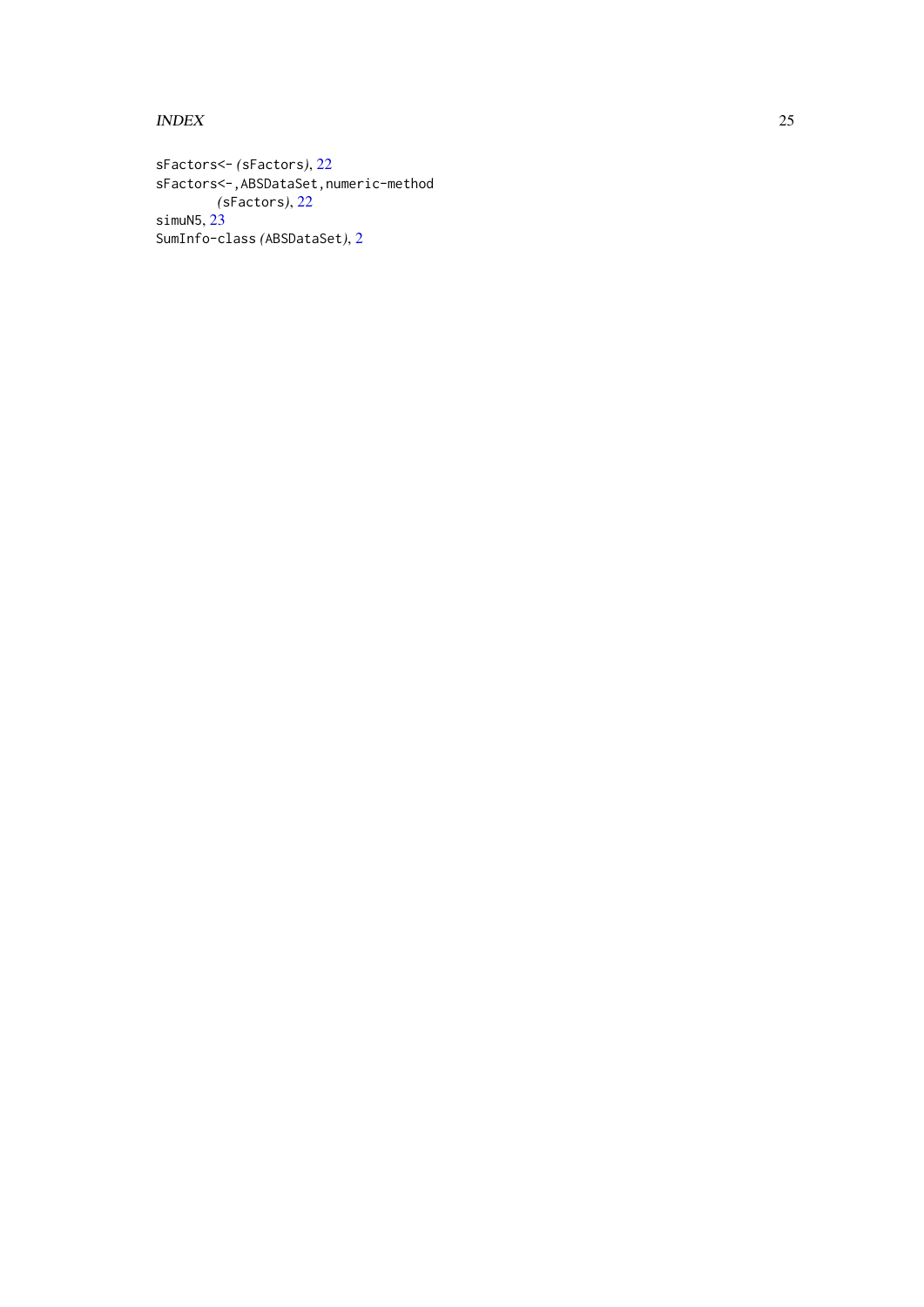sFactors<- (sFactors), 22
sFactors<-,ABSDataSet,numeric-method
(sFactors), 22
simuN5, 23
SumInfo-class (ABSDataSet), 2